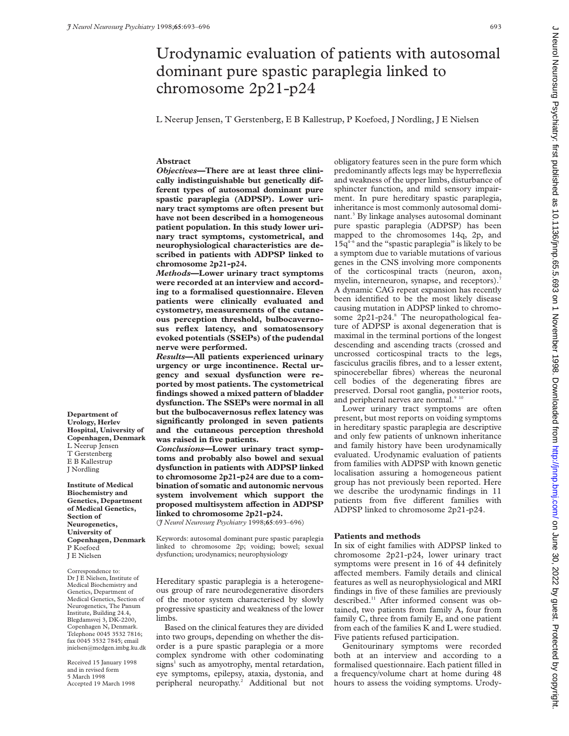# Urodynamic evaluation of patients with autosomal dominant pure spastic paraplegia linked to chromosome 2p21-p24

L Neerup Jensen, T Gerstenberg, E B Kallestrup, P Koefoed, J Nordling, J E Nielsen

## Abstract

***Objectives*—There are at least three clinically indistinguishable but genetically different types of autosomal dominant pure spastic paraplegia (ADPSP). Lower urinary tract symptoms are often present but have not been described in a homogeneous patient population. In this study lower urinary tract symptoms, cystometrical, and neurophysiological characteristics are described in patients with ADPSP linked to chromosome 2p21-p24.**

***Methods*—Lower urinary tract symptoms were recorded at an interview and according to a formalised questionnaire. Eleven patients were clinically evaluated and cystometry, measurements of the cutaneous perception threshold, bulbocavernosus reflex latency, and somatosensory evoked potentials (SSEPs) of the pudendal nerve were performed.**

***Results*—All patients experienced urinary urgency or urge incontinence. Rectal urgency and sexual dysfunction were reported by most patients. The cystometrical findings showed a mixed pattern of bladder dysfunction. The SSEPs were normal in all but the bulbocavernosus reflex latency was significantly prolonged in seven patients and the cutaneous perception threshold was raised in five patients.**

***Conclusions*—Lower urinary tract symptoms and probably also bowel and sexual dysfunction in patients with ADPSP linked to chromosome 2p21-p24 are due to a combination of somatic and autonomic nervous system involvement which support the proposed multisystem affection in ADPSP linked to chromosome 2p21-p24.**

(*J Neurol Neurosurg Psychiatry* 1998;**65**:693–696)

Keywords: autosomal dominant pure spastic paraplegia linked to chromosome 2p; voiding; bowel; sexual dysfunction; urodynamics; neurophysiology

**Department of Urology, Herlev Hospital, University of Copenhagen, Denmark**
L Neerup Jensen
T Gerstenberg
E B Kallestrup
J Nordling

**Institute of Medical Biochemistry and Genetics, Department of Medical Genetics, Section of Neurogenetics, University of Copenhagen, Denmark**
P Koefoed
J E Nielsen

Correspondence to: Dr J E Nielsen, Institute of Medical Biochemistry and Genetics, Department of Medical Genetics, Section of Neurogenetics, The Panum Institute, Building 24.4, Blegdamsvej 3, DK-2200, Copenhagen N, Denmark. Telephone 0045 3532 7816; fax 0045 3532 7845; email jnielsen@medgen.imbg.ku.dk

Received 15 January 1998 and in revised form 5 March 1998
Accepted 19 March 1998

Hereditary spastic paraplegia is a heterogeneous group of rare neurodegenerative disorders of the motor system characterised by slowly progressive spasticity and weakness of the lower limbs.

Based on the clinical features they are divided into two groups, depending on whether the disorder is a pure spastic paraplegia or a more complex syndrome with other codominating signs[1] such as amyotrophy, mental retardation, eye symptoms, epilepsy, ataxia, dystonia, and peripheral neuropathy.[2] Additional but not obligatory features seen in the pure form which predominantly affects legs may be hyperreflexia and weakness of the upper limbs, disturbance of sphincter function, and mild sensory impairment. In pure hereditary spastic paraplegia, inheritance is most commonly autosomal dominant.[3] By linkage analyses autosomal dominant pure spastic paraplegia (ADPSP) has been mapped to the chromosomes 14q, 2p, and 15q[4–6] and the "spastic paraplegia" is likely to be a symptom due to variable mutations of various genes in the CNS involving more components of the corticospinal tracts (neuron, axon, myelin, interneuron, synapse, and receptors).[7] A dynamic CAG repeat expansion has recently been identified to be the most likely disease causing mutation in ADPSP linked to chromosome 2p21-p24.[8] The neuropathological feature of ADPSP is axonal degeneration that is maximal in the terminal portions of the longest descending and ascending tracts (crossed and uncrossed corticospinal tracts to the legs, fasciculus gracilis fibres, and to a lesser extent, spinocerebellar fibres) whereas the neuronal cell bodies of the degenerating fibres are preserved. Dorsal root ganglia, posterior roots, and peripheral nerves are normal.[9 10]

Lower urinary tract symptoms are often present, but most reports on voiding symptoms in hereditary spastic paraplegia are descriptive and only few patients of unknown inheritance and family history have been urodynamically evaluated. Urodynamic evaluation of patients from families with ADPSP with known genetic localisation assuring a homogeneous patient group has not previously been reported. Here we describe the urodynamic findings in 11 patients from five different families with ADPSP linked to chromosome 2p21-p24.

## Patients and methods

In six of eight families with ADPSP linked to chromosome 2p21-p24, lower urinary tract symptoms were present in 16 of 44 definitely affected members. Family details and clinical features as well as neurophysiological and MRI findings in five of these families are previously described.[11] After informed consent was obtained, two patients from family A, four from family C, three from family E, and one patient from each of the families K and L were studied. Five patients refused participation.

Genitourinary symptoms were recorded both at an interview and according to a formalised questionnaire. Each patient filled in a frequency/volume chart at home during 48 hours to assess the voiding symptoms. Urody-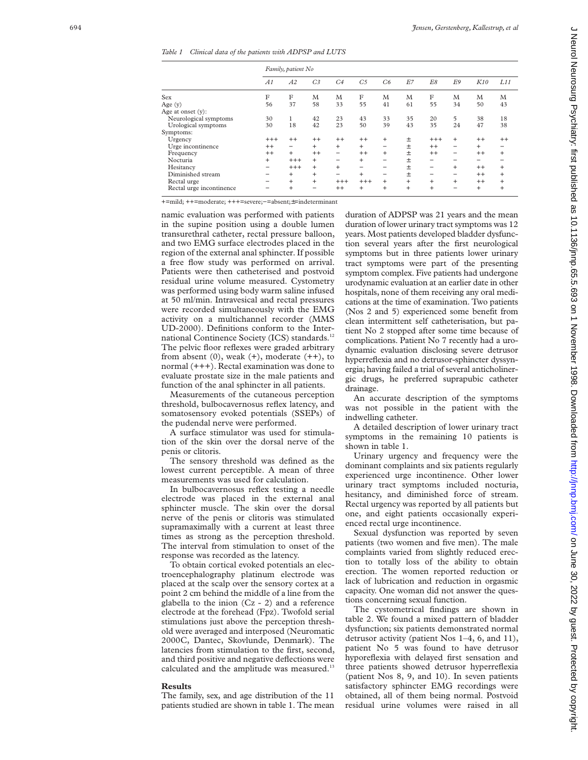*Table 1 Clinical data of the patients with ADPSP and LUTS*

| | Family, patient No | | | | | | | | | | |
|---|---|---|---|---|---|---|---|---|---|---|---|
| | A1 | A2 | C3 | C4 | C5 | C6 | E7 | E8 | E9 | K10 | L11 |
| Sex | F | F | M | M | F | M | M | F | M | M | M |
| Age (y) | 56 | 37 | 58 | 33 | 55 | 41 | 61 | 55 | 34 | 50 | 43 |
| Age at onset (y): | | | | | | | | | | | |
| Neurological symptoms | 30 | 1 | 42 | 23 | 43 | 33 | 35 | 20 | 5 | 38 | 18 |
| Urological symptoms | 30 | 18 | 42 | 23 | 50 | 39 | 43 | 35 | 24 | 47 | 38 |
| Symptoms: | | | | | | | | | | | |
| Urgency | +++ | ++ | ++ | ++ | ++ | + | ± | +++ | + | ++ | ++ |
| Urge incontinence | ++ | − | + | + | + | − | ± | ++ | − | + | − |
| Frequency | ++ | + | ++ | − | ++ | + | ± | ++ | − | ++ | + |
| Nocturia | + | +++ | + | − | + | − | ± | − | − | − | − |
| Hesitancy | − | +++ | + | + | − | − | ± | − | + | ++ | + |
| Diminished stream | − | + | + | − | + | − | ± | − | − | ++ | + |
| Rectal urge | − | + | + | +++ | +++ | + | + | + | + | ++ | + |
| Rectal urge incontinence | − | + | − | ++ | + | + | + | + | − | + | + |

+=mild; ++=moderate; +++=severe; −=absent; ±=indeterminant

namic evaluation was performed with patients in the supine position using a double lumen transurethral catheter, rectal pressure balloon, and two EMG surface electrodes placed in the region of the external anal sphincter. If possible a free flow study was performed on arrival. Patients were then catheterised and postvoid residual urine volume measured. Cystometry was performed using body warm saline infused at 50 ml/min. Intravesical and rectal pressures were recorded simultaneously with the EMG activity on a multichannel recorder (MMS UD-2000). Definitions conform to the International Continence Society (ICS) standards.[12] The pelvic floor reflexes were graded arbitrary from absent (0), weak (+), moderate (++), to normal (+++). Rectal examination was done to evaluate prostate size in the male patients and function of the anal sphincter in all patients.

Measurements of the cutaneous perception threshold, bulbocavernosus reflex latency, and somatosensory evoked potentials (SSEPs) of the pudendal nerve were performed.

A surface stimulator was used for stimulation of the skin over the dorsal nerve of the penis or clitoris.

The sensory threshold was defined as the lowest current perceptible. A mean of three measurements was used for calculation.

In bulbocavernosus reflex testing a needle electrode was placed in the external anal sphincter muscle. The skin over the dorsal nerve of the penis or clitoris was stimulated supramaximally with a current at least three times as strong as the perception threshold. The interval from stimulation to onset of the response was recorded as the latency.

To obtain cortical evoked potentials an electroencephalography platinum electrode was placed at the scalp over the sensory cortex at a point 2 cm behind the middle of a line from the glabella to the inion (Cz - 2) and a reference electrode at the forehead (Fpz). Twofold serial stimulations just above the perception threshold were averaged and interposed (Neuromatic 2000C, Dantec, Skovlunde, Denmark). The latencies from stimulation to the first, second, and third positive and negative deflections were calculated and the amplitude was measured.[13]

## Results

The family, sex, and age distribution of the 11 patients studied are shown in table 1. The mean duration of ADPSP was 21 years and the mean duration of lower urinary tract symptoms was 12 years. Most patients developed bladder dysfunction several years after the first neurological symptoms but in three patients lower urinary tract symptoms were part of the presenting symptom complex. Five patients had undergone urodynamic evaluation at an earlier date in other hospitals, none of them receiving any oral medications at the time of examination. Two patients (Nos 2 and 5) experienced some benefit from clean intermittent self catheterisation, but patient No 2 stopped after some time because of complications. Patient No 7 recently had a urodynamic evaluation disclosing severe detrusor hyperreflexia and no detrusor-sphincter dyssynergia; having failed a trial of several anticholinergic drugs, he preferred suprapubic catheter drainage.

An accurate description of the symptoms was not possible in the patient with the indwelling catheter.

A detailed description of lower urinary tract symptoms in the remaining 10 patients is shown in table 1.

Urinary urgency and frequency were the dominant complaints and six patients regularly experienced urge incontinence. Other lower urinary tract symptoms included nocturia, hesitancy, and diminished force of stream. Rectal urgency was reported by all patients but one, and eight patients occasionally experienced rectal urge incontinence.

Sexual dysfunction was reported by seven patients (two women and five men). The male complaints varied from slightly reduced erection to totally loss of the ability to obtain erection. The women reported reduction or lack of lubrication and reduction in orgasmic capacity. One woman did not answer the questions concerning sexual function.

The cystometrical findings are shown in table 2. We found a mixed pattern of bladder dysfunction; six patients demonstrated normal detrusor activity (patient Nos 1–4, 6, and 11), patient No 5 was found to have detrusor hyporeflexia with delayed first sensation and three patients showed detrusor hyperreflexia (patient Nos 8, 9, and 10). In seven patients satisfactory sphincter EMG recordings were obtained, all of them being normal. Postvoid residual urine volumes were raised in all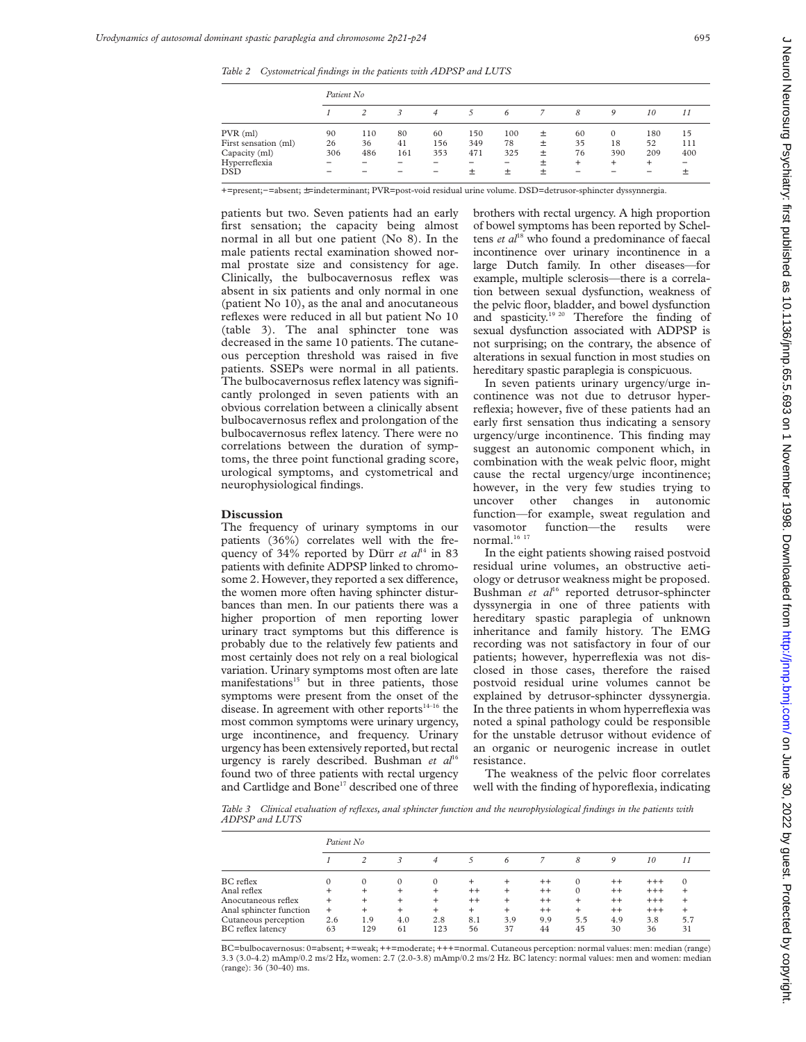*Table 2 Cystometrical findings in the patients with ADPSP and LUTS*

| | Patient No | | | | | | | | | | |
|---|---|---|---|---|---|---|---|---|---|---|---|
| | 1 | 2 | 3 | 4 | 5 | 6 | 7 | 8 | 9 | 10 | 11 |
| PVR (ml) | 90 | 110 | 80 | 60 | 150 | 100 | ± | 60 | 0 | 180 | 15 |
| First sensation (ml) | 26 | 36 | 41 | 156 | 349 | 78 | ± | 35 | 18 | 52 | 111 |
| Capacity (ml) | 306 | 486 | 161 | 353 | 471 | 325 | ± | 76 | 390 | 209 | 400 |
| Hyperreflexia | − | − | − | − | − | − | ± | + | + | + | − |
| DSD | − | − | − | − | ± | ± | ± | − | − | − | ± |

+=present;−=absent; ±=indeterminant; PVR=post-void residual urine volume. DSD=detrusor-sphincter dyssynnergia.

patients but two. Seven patients had an early first sensation; the capacity being almost normal in all but one patient (No 8). In the male patients rectal examination showed normal prostate size and consistency for age. Clinically, the bulbocavernosus reflex was absent in six patients and only normal in one (patient No 10), as the anal and anocutaneous reflexes were reduced in all but patient No 10 (table 3). The anal sphincter tone was decreased in the same 10 patients. The cutaneous perception threshold was raised in five patients. SSEPs were normal in all patients. The bulbocavernosus reflex latency was significantly prolonged in seven patients with an obvious correlation between a clinically absent bulbocavernosus reflex and prolongation of the bulbocavernosus reflex latency. There were no correlations between the duration of symptoms, the three point functional grading score, urological symptoms, and cystometrical and neurophysiological findings.

## Discussion

The frequency of urinary symptoms in our patients (36%) correlates well with the frequency of 34% reported by Dürr *et al*[14] in 83 patients with definite ADPSP linked to chromosome 2. However, they reported a sex difference, the women more often having sphincter disturbances than men. In our patients there was a higher proportion of men reporting lower urinary tract symptoms but this difference is probably due to the relatively few patients and most certainly does not rely on a real biological variation. Urinary symptoms most often are late manifestations[15] but in three patients, those symptoms were present from the onset of the disease. In agreement with other reports[14–16] the most common symptoms were urinary urgency, urge incontinence, and frequency. Urinary urgency has been extensively reported, but rectal urgency is rarely described. Bushman *et al*[16] found two of three patients with rectal urgency and Cartlidge and Bone[17] described one of three brothers with rectal urgency. A high proportion of bowel symptoms has been reported by Scheltens *et al*[18] who found a predominance of faecal incontinence over urinary incontinence in a large Dutch family. In other diseases—for example, multiple sclerosis—there is a correlation between sexual dysfunction, weakness of the pelvic floor, bladder, and bowel dysfunction and spasticity.[19 20] Therefore the finding of sexual dysfunction associated with ADPSP is not surprising; on the contrary, the absence of alterations in sexual function in most studies on hereditary spastic paraplegia is conspicuous.

In seven patients urinary urgency/urge incontinence was not due to detrusor hyperreflexia; however, five of these patients had an early first sensation thus indicating a sensory urgency/urge incontinence. This finding may suggest an autonomic component which, in combination with the weak pelvic floor, might cause the rectal urgency/urge incontinence; however, in the very few studies trying to uncover other changes in autonomic function—for example, sweat regulation and vasomotor function—the results were normal.[16 17]

In the eight patients showing raised postvoid residual urine volumes, an obstructive aetiology or detrusor weakness might be proposed. Bushman *et al*[16] reported detrusor-sphincter dyssynergia in one of three patients with hereditary spastic paraplegia of unknown inheritance and family history. The EMG recording was not satisfactory in four of our patients; however, hyperreflexia was not disclosed in those cases, therefore the raised postvoid residual urine volumes cannot be explained by detrusor-sphincter dyssynergia. In the three patients in whom hyperreflexia was noted a spinal pathology could be responsible for the unstable detrusor without evidence of an organic or neurogenic increase in outlet resistance.

The weakness of the pelvic floor correlates well with the finding of hyporeflexia, indicating

*Table 3 Clinical evaluation of reflexes, anal sphincter function and the neurophysiological findings in the patients with ADPSP and LUTS*

| | Patient No | | | | | | | | | | |
|---|---|---|---|---|---|---|---|---|---|---|---|
| | 1 | 2 | 3 | 4 | 5 | 6 | 7 | 8 | 9 | 10 | 11 |
| BC reflex | 0 | 0 | 0 | 0 | + | + | ++ | 0 | ++ | +++ | 0 |
| Anal reflex | + | + | + | + | ++ | + | ++ | 0 | ++ | +++ | + |
| Anocutaneous reflex | + | + | + | + | ++ | + | ++ | + | ++ | +++ | + |
| Anal sphincter function | + | + | + | + | + | + | ++ | + | ++ | +++ | + |
| Cutaneous perception | 2.6 | 1.9 | 4.0 | 2.8 | 8.1 | 3.9 | 9.9 | 5.5 | 4.9 | 3.8 | 5.7 |
| BC reflex latency | 63 | 129 | 61 | 123 | 56 | 37 | 44 | 45 | 30 | 36 | 31 |

BC=bulbocavernosus: 0=absent; +=weak; ++=moderate; +++=normal. Cutaneous perception: normal values: men: median (range) 3.3 (3.0-4.2) mAmp/0.2 ms/2 Hz, women: 2.7 (2.0-3.8) mAmp/0.2 ms/2 Hz. BC latency: normal values: men and women: median (range): 36 (30-40) ms.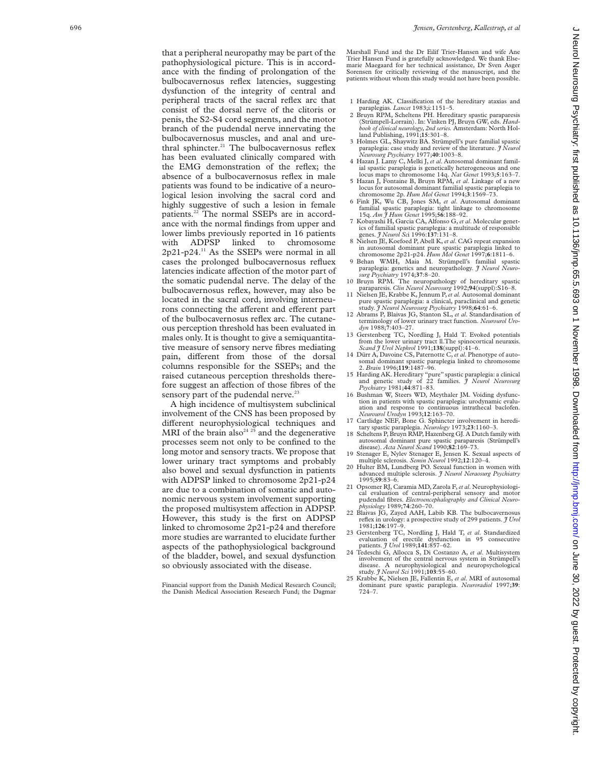that a peripheral neuropathy may be part of the pathophysiological picture. This is in accordance with the finding of prolongation of the bulbocavernosus reflex latencies, suggesting dysfunction of the integrity of central and peripheral tracts of the sacral reflex arc that consist of the dorsal nerve of the clitoris or penis, the S2-S4 cord segments, and the motor branch of the pudendal nerve innervating the bulbocavernosus muscles, and anal and urethral sphincter.[21] The bulbocavernosus reflex has been evaluated clinically compared with the EMG demonstration of the reflex; the absence of a bulbocavernosus reflex in male patients was found to be indicative of a neurological lesion involving the sacral cord and highly suggestive of such a lesion in female patients.[22] The normal SSEPs are in accordance with the normal findings from upper and lower limbs previously reported in 16 patients with ADPSP linked to chromosome 2p21-p24.[11] As the SSEPs were normal in all cases the prolonged bulbocavernosus refluex latencies indicate affection of the motor part of the somatic pudendal nerve. The delay of the bulbocavernosus reflex, however, may also be located in the sacral cord, involving interneurons connecting the afferent and efferent part of the bulbocavernosus reflex arc. The cutaneous perception threshold has been evaluated in males only. It is thought to give a semiquantitative measure of sensory nerve fibres mediating pain, different from those of the dorsal columns responsible for the SSEPs; and the raised cutaneous perception thresholds therefore suggest an affection of those fibres of the sensory part of the pudendal nerve.[23]

A high incidence of multisystem subclinical involvement of the CNS has been proposed by different neurophysiological techniques and MRI of the brain also[24 25] and the degenerative processes seem not only to be confined to the long motor and sensory tracts. We propose that lower urinary tract symptoms and probably also bowel and sexual dysfunction in patients with ADPSP linked to chromosome 2p21-p24 are due to a combination of somatic and autonomic nervous system involvement supporting the proposed multisystem affection in ADPSP. However, this study is the first on ADPSP linked to chromosome 2p21-p24 and therefore more studies are warranted to elucidate further aspects of the pathophysiological background of the bladder, bowel, and sexual dysfunction so obviously associated with the disease.

Financial support from the Danish Medical Research Council; the Danish Medical Association Research Fund; the Dagmar Marshall Fund and the Dr Eilif Trier-Hansen and wife Ane Trier Hansen Fund is gratefully acknowledged. We thank Elsemarie Maegaard for her technical assistance, Dr Sven Asger Sorensen for critically reviewing of the manuscript, and the patients without whom this study would not have been possible.

1. Harding AK. Classification of the hereditary ataxias and paraplegias. *Lancet* 1983;i:1151–5.
2. Bruyn RPM, Scheltens PH. Hereditary spastic paraparesis (Strümpell-Lorrain). In: Vinken PJ, Bruyn GW, eds. *Handbook of clinical neurology, 2nd series.* Amsterdam: North Holland Publishing, 1991;**15**:301–8.
3. Holmes GL, Shaywitz BA. Strümpell's pure familial spastic paraplegia: case study and review of the literature. *J Neurol Neurosurg Psychiatry* 1977;**40**:1003–8.
4. Hazan J. Lamy C, Melki J, *et al*. Autosomal dominant familial spastic paraplegia is genetically heterogeneous and one locus maps to chromosome 14q. *Nat Genet* 1993;**5**:163–7.
5. Hazan J, Fontaine B, Bruyn RPM, *et al*. Linkage of a new locus for autosomal dominant familial spastic paraplegia to chromosome 2p. *Hum Mol Genet* 1994;**3**:1569–73.
6. Fink JK, Wu CB, Jones SM, *et al*. Autosomal dominant familial spastic paraplegia: tight linkage to chromosome 15q. *Am J Hum Genet* 1995;**56**:188–92.
7. Kobayashi H, Garcia CA, Alfonso G, *et al*. Molecular genetics of familial spastic paraplegia: a multitude of responsible genes. *J Neurol Sci* 1996:**137**:131–8.
8. Nielsen JE, Koefoed P, Abell K, *et al*. CAG repeat expansion in autosomal dominant pure spastic paraplegia linked to chromosome 2p21-p24. *Hum Mol Genet* 1997;**6**:1811–6.
9. Behan WMH, Maia M. Strümpell's familial spastic paraplegia: genetics and neuropathology. *J Neurol Neurosurg Psychiatry* 1974;**37**:8–20.
10. Bruyn RPM. The neuropathology of hereditary spastic paraparesis. *Clin Neurol Neurosurg* 1992;**94**(suppl):S16–8.
11. Nielsen JE, Krabbe K, Jennum P, *et al*. Autosomal dominant pure spastic paraplegia: a clinical, paraclinical and genetic study. *J Neurol Neurosurg Psychiatry* 1998;**64**:61–6.
12. Abrams P, Blaivas JG, Stanton SL, *et al*. Standardisation of terminology of lower urinary tract function. *Neurourol Urodyn* 1988;7:403–27.
13. Gerstenberg TC, Nordling J, Hald T. Evoked potentials from the lower urinary tract ll.The spinocortical neuraxis. *Scand J Urol Nephrol* 1991;**138**(suppl):41–6.
14. Dürr A, Davoine CS, Paternotte C, *et al*. Phenotype of autosomal dominant spastic paraplegia linked to chromosome 2. *Brain* 1996;**119**:1487–96.
15. Harding AK. Hereditary "pure" spastic paraplegia: a clinical and genetic study of 22 families. *J Neurol Neurosurg Psychiatry* 1981;**44**:871–83.
16. Bushman W, Steers WD, Meythaler JM. Voiding dysfunction in patients with spastic paraplegia: urodynamic evaluation and response to continuous intrathecal baclofen. *Neurourol Urodyn* 1993;**12**:163–70.
17. Cartlidge NEF, Bone G. Sphincter involvement in hereditary spastic paraplegia. *Neurology* 1973;**23**:1160–3.
18. Scheltens P, Bruyn RMP, Hazenberg GJ. A Dutch family with autosomal dominant pure spastic paraparesis (Strümpell's disease). *Acta Neurol Scand* 1990;**82**:169–73.
19. Stenager E, Nylev Stenager E, Jensen K. Sexual aspects of multiple sclerosis. *Semin Neurol* 1992;**12**:120–4.
20. Hulter BM, Lundberg PO. Sexual function in women with advanced multiple sclerosis. *J Neurol Neraosurg Psychiatry* 1995;**59**:83–6.
21. Opsomer RJ, Caramia MD, Zarola F, *et al*. Neurophysiological evaluation of central-peripheral sensory and motor pudendal fibres. *Electroencephalography and Clinical Neurophysiology* 1989;**74**:260–70.
22. Blaivas JG, Zayed AAH, Labib KB. The bulbocavernosus reflex in urology: a prospective study of 299 patients. *J Urol* 1981;**126**:197–9.
23. Gerstenberg TC, Nordling J, Hald T, *et al*. Standardized evaluation of erectile dysfunction in 95 consecutive patients. *J Urol* 1989;**141**:857–62.
24. Tedeschi G, Allocca S, Di Costanzo A, *et al*. Multisystem involvement of the central nervous system in Strümpell's disease. A neurophysiological and neuropsychological study. *J Neurol Sci* 1991;**103**:55–60.
25. Krabbe K, Nielsen JE, Fallentin E, *et al*. MRI of autosomal dominant pure spastic paraplegia. *Neuroradiol* 1997;**39**: 724–7.